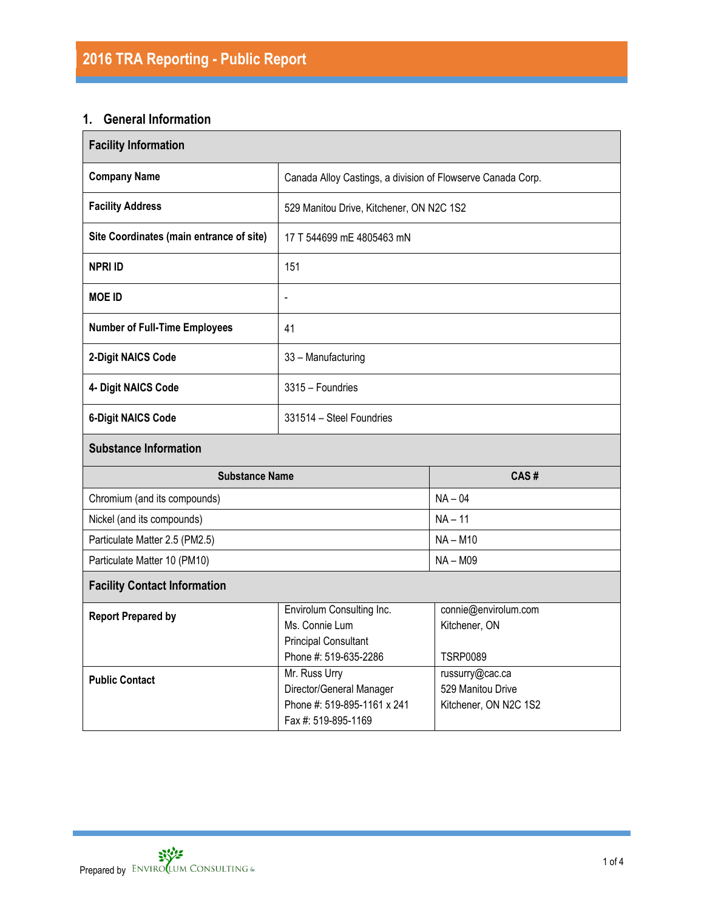# 2016 TRA Reporting - Public Report

## 1. General Information

| Facility Information | |
|---|---|
| **Company Name** | Canada Alloy Castings, a division of Flowserve Canada Corp. |
| **Facility Address** | 529 Manitou Drive, Kitchener, ON N2C 1S2 |
| **Site Coordinates (main entrance of site)** | 17 T 544699 mE 4805463 mN |
| **NPRI ID** | 151 |
| **MOE ID** | - |
| **Number of Full-Time Employees** | 41 |
| **2-Digit NAICS Code** | 33 – Manufacturing |
| **4- Digit NAICS Code** | 3315 – Foundries |
| **6-Digit NAICS Code** | 331514 – Steel Foundries |

**Substance Information**

| Substance Name | CAS # |
|---|---|
| Chromium (and its compounds) | NA – 04 |
| Nickel (and its compounds) | NA – 11 |
| Particulate Matter 2.5 (PM2.5) | NA – M10 |
| Particulate Matter 10 (PM10) | NA – M09 |

**Facility Contact Information**

| | | |
|---|---|---|
| **Report Prepared by** | Envirolum Consulting Inc.<br>Ms. Connie Lum<br>Principal Consultant<br>Phone #: 519-635-2286 | connie@envirolum.com<br>Kitchener, ON<br><br>TSRP0089 |
| **Public Contact** | Mr. Russ Urry<br>Director/General Manager<br>Phone #: 519-895-1161 x 241<br>Fax #: 519-895-1169 | russurry@cac.ca<br>529 Manitou Drive<br>Kitchener, ON N2C 1S2 |

Prepared by Envirolum Consulting Inc.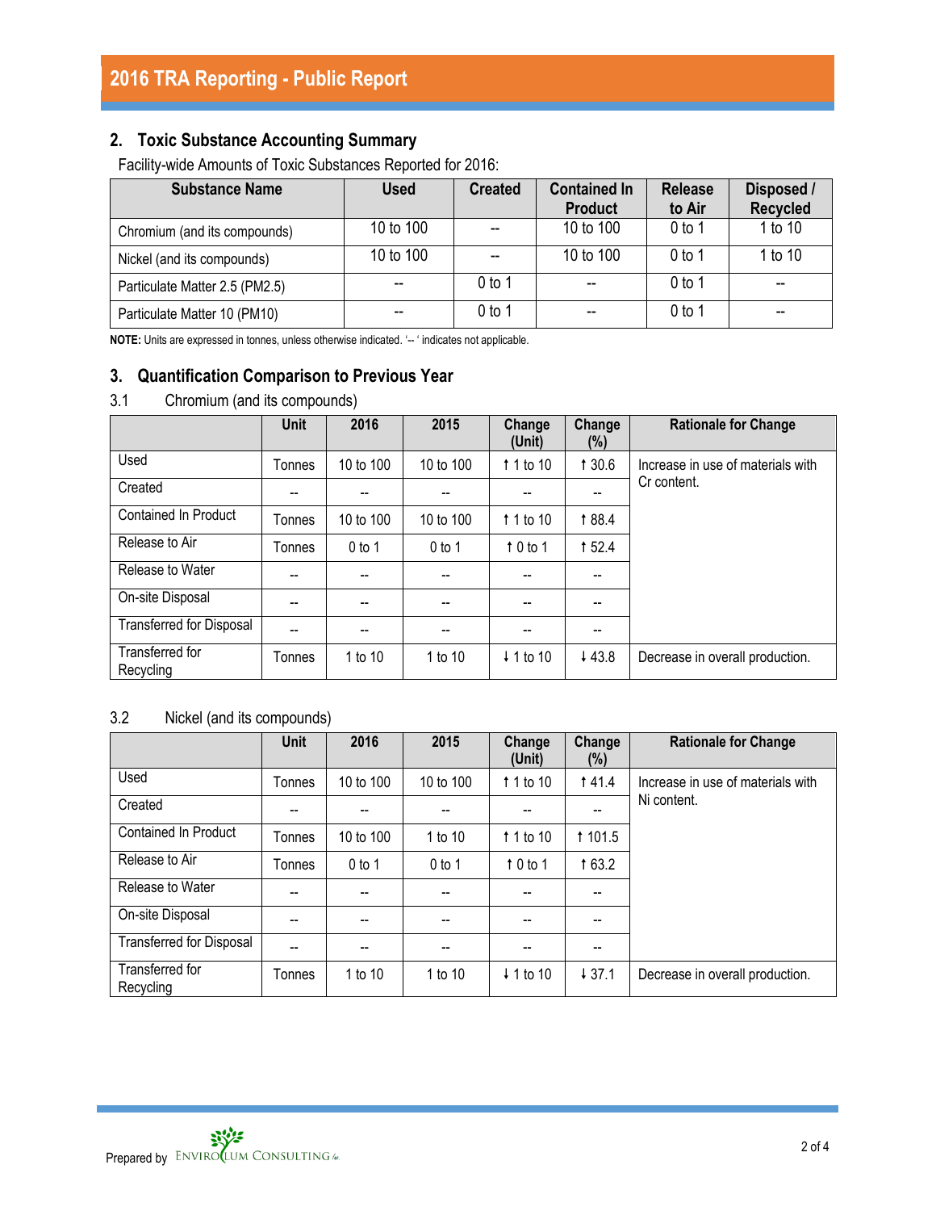## 2. Toxic Substance Accounting Summary

Facility-wide Amounts of Toxic Substances Reported for 2016:

| Substance Name | Used | Created | Contained In Product | Release to Air | Disposed / Recycled |
|---|---|---|---|---|---|
| Chromium (and its compounds) | 10 to 100 | -- | 10 to 100 | 0 to 1 | 1 to 10 |
| Nickel (and its compounds) | 10 to 100 | -- | 10 to 100 | 0 to 1 | 1 to 10 |
| Particulate Matter 2.5 (PM2.5) | -- | 0 to 1 | -- | 0 to 1 | -- |
| Particulate Matter 10 (PM10) | -- | 0 to 1 | -- | 0 to 1 | -- |

**NOTE:** Units are expressed in tonnes, unless otherwise indicated. '-- ' indicates not applicable.

## 3. Quantification Comparison to Previous Year

### 3.1 Chromium (and its compounds)

| | Unit | 2016 | 2015 | Change (Unit) | Change (%) | Rationale for Change |
|---|---|---|---|---|---|---|
| Used | Tonnes | 10 to 100 | 10 to 100 | ↑ 1 to 10 | ↑ 30.6 | Increase in use of materials with Cr content. |
| Created | -- | -- | -- | -- | -- | |
| Contained In Product | Tonnes | 10 to 100 | 10 to 100 | ↑ 1 to 10 | ↑ 88.4 | |
| Release to Air | Tonnes | 0 to 1 | 0 to 1 | ↑ 0 to 1 | ↑ 52.4 | |
| Release to Water | -- | -- | -- | -- | -- | |
| On-site Disposal | -- | -- | -- | -- | -- | |
| Transferred for Disposal | -- | -- | -- | -- | -- | |
| Transferred for Recycling | Tonnes | 1 to 10 | 1 to 10 | ↓ 1 to 10 | ↓ 43.8 | Decrease in overall production. |

### 3.2 Nickel (and its compounds)

| | Unit | 2016 | 2015 | Change (Unit) | Change (%) | Rationale for Change |
|---|---|---|---|---|---|---|
| Used | Tonnes | 10 to 100 | 10 to 100 | ↑ 1 to 10 | ↑ 41.4 | Increase in use of materials with Ni content. |
| Created | -- | -- | -- | -- | -- | |
| Contained In Product | Tonnes | 10 to 100 | 1 to 10 | ↑ 1 to 10 | ↑ 101.5 | |
| Release to Air | Tonnes | 0 to 1 | 0 to 1 | ↑ 0 to 1 | ↑ 63.2 | |
| Release to Water | -- | -- | -- | -- | -- | |
| On-site Disposal | -- | -- | -- | -- | -- | |
| Transferred for Disposal | -- | -- | -- | -- | -- | |
| Transferred for Recycling | Tonnes | 1 to 10 | 1 to 10 | ↓ 1 to 10 | ↓ 37.1 | Decrease in overall production. |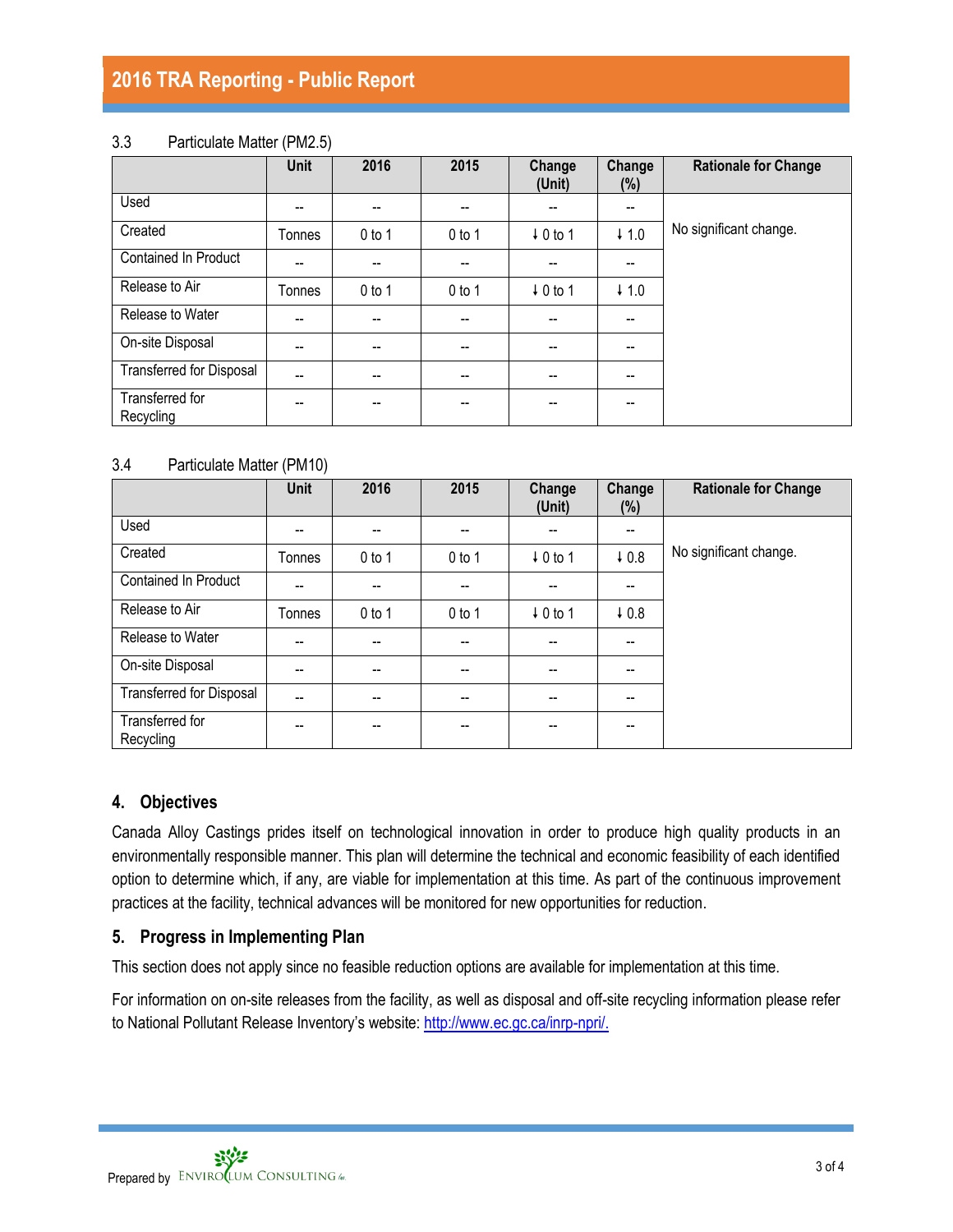### 3.3 Particulate Matter (PM2.5)

| | Unit | 2016 | 2015 | Change (Unit) | Change (%) | Rationale for Change |
|---|---|---|---|---|---|---|
| Used | -- | -- | -- | -- | -- | No significant change. |
| Created | Tonnes | 0 to 1 | 0 to 1 | ↓ 0 to 1 | ↓ 1.0 | |
| Contained In Product | -- | -- | -- | -- | -- | |
| Release to Air | Tonnes | 0 to 1 | 0 to 1 | ↓ 0 to 1 | ↓ 1.0 | |
| Release to Water | -- | -- | -- | -- | -- | |
| On-site Disposal | -- | -- | -- | -- | -- | |
| Transferred for Disposal | -- | -- | -- | -- | -- | |
| Transferred for Recycling | -- | -- | -- | -- | -- | |

### 3.4 Particulate Matter (PM10)

| | Unit | 2016 | 2015 | Change (Unit) | Change (%) | Rationale for Change |
|---|---|---|---|---|---|---|
| Used | -- | -- | -- | -- | -- | No significant change. |
| Created | Tonnes | 0 to 1 | 0 to 1 | ↓ 0 to 1 | ↓ 0.8 | |
| Contained In Product | -- | -- | -- | -- | -- | |
| Release to Air | Tonnes | 0 to 1 | 0 to 1 | ↓ 0 to 1 | ↓ 0.8 | |
| Release to Water | -- | -- | -- | -- | -- | |
| On-site Disposal | -- | -- | -- | -- | -- | |
| Transferred for Disposal | -- | -- | -- | -- | -- | |
| Transferred for Recycling | -- | -- | -- | -- | -- | |

## 4. Objectives

Canada Alloy Castings prides itself on technological innovation in order to produce high quality products in an environmentally responsible manner. This plan will determine the technical and economic feasibility of each identified option to determine which, if any, are viable for implementation at this time. As part of the continuous improvement practices at the facility, technical advances will be monitored for new opportunities for reduction.

## 5. Progress in Implementing Plan

This section does not apply since no feasible reduction options are available for implementation at this time.

For information on on-site releases from the facility, as well as disposal and off-site recycling information please refer to National Pollutant Release Inventory's website: [http://www.ec.gc.ca/inrp-npri/.](http://www.ec.gc.ca/inrp-npri/)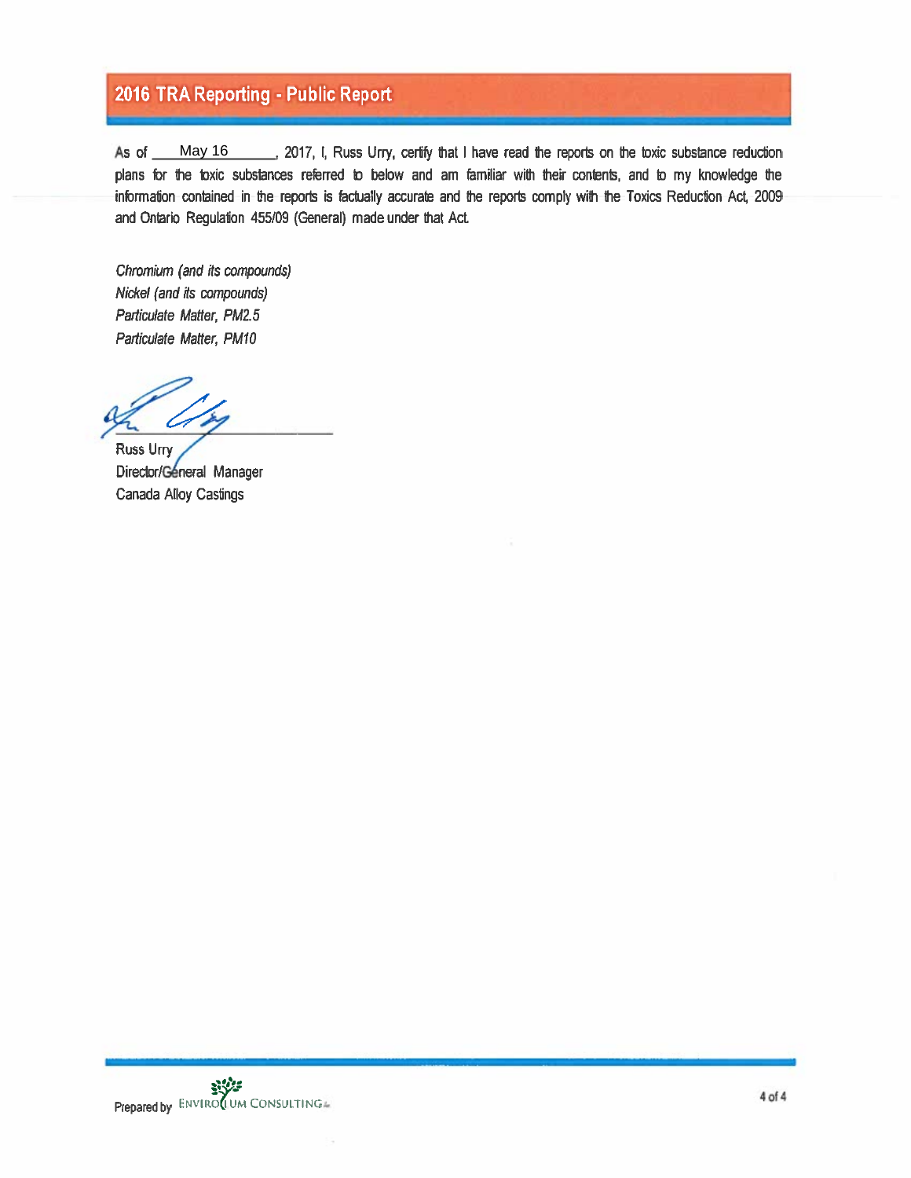## 2016 TRA Reporting - Public Report

As of May 16, 2017, I, Russ Urry, certify that I have read the reports on the toxic substance reduction plans for the toxic substances referred to below and am familiar with their contents, and to my knowledge the information contained in the reports is factually accurate and the reports comply with the Toxics Reduction Act, 2009 and Ontario Regulation 455/09 (General) made under that Act.

*Chromium (and its compounds)*
*Nickel (and its compounds)*
*Particulate Matter, PM2.5*
*Particulate Matter, PM10*

Russ Urry
Director/General Manager
Canada Alloy Castings

Prepared by ENVIROCIUM CONSULTING